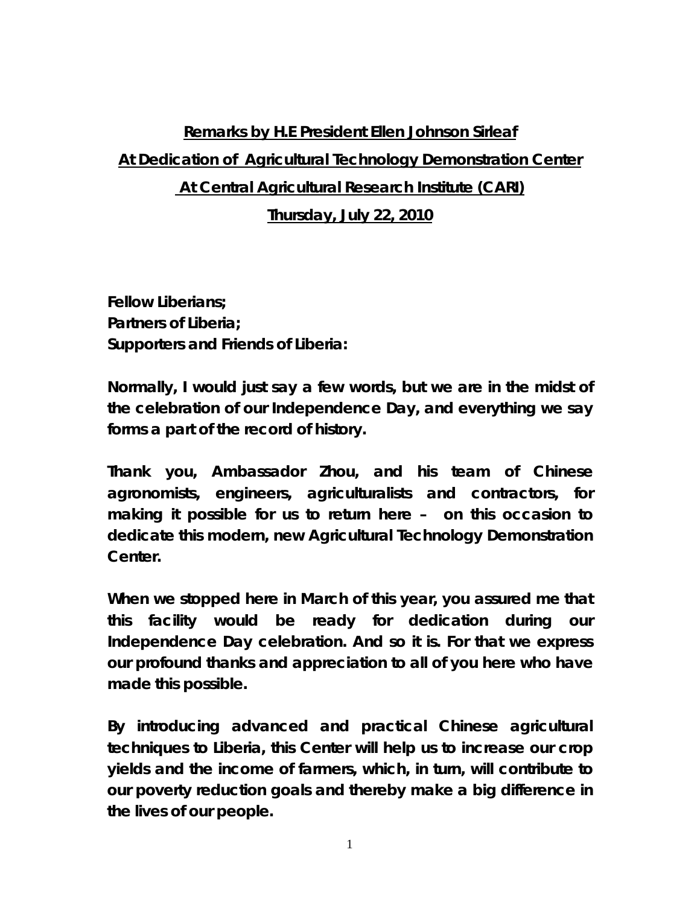# Remarks by H.E President Ellen Johnson Sirleaf

## At Dedication of Agricultural Technology Demonstration Center

## At Central Agricultural Research Institute (CARI)

## Thursday, July 22, 2010

**Fellow Liberians;**
**Partners of Liberia;**
**Supporters and Friends of Liberia:**

**Normally, I would just say a few words, but we are in the midst of the celebration of our Independence Day, and everything we say forms a part of the record of history.**

**Thank you, Ambassador Zhou, and his team of Chinese agronomists, engineers, agriculturalists and contractors, for making it possible for us to return here – on this occasion to dedicate this modern, new Agricultural Technology Demonstration Center.**

**When we stopped here in March of this year, you assured me that this facility would be ready for dedication during our Independence Day celebration. And so it is. For that we express our profound thanks and appreciation to all of you here who have made this possible.**

**By introducing advanced and practical Chinese agricultural techniques to Liberia, this Center will help us to increase our crop yields and the income of farmers, which, in turn, will contribute to our poverty reduction goals and thereby make a big difference in the lives of our people.**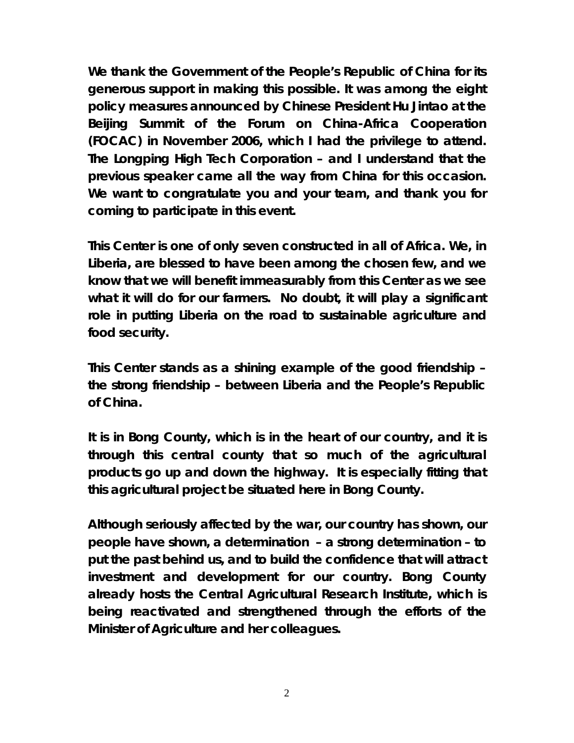**We thank the Government of the People's Republic of China for its generous support in making this possible. It was among the eight policy measures announced by Chinese President Hu Jintao at the Beijing Summit of the Forum on China-Africa Cooperation (FOCAC) in November 2006, which I had the privilege to attend. The Longping High Tech Corporation – and I understand that the previous speaker came all the way from China for this occasion. We want to congratulate you and your team, and thank you for coming to participate in this event.**

**This Center is one of only seven constructed in all of Africa. We, in Liberia, are blessed to have been among the chosen few, and we know that we will benefit immeasurably from this Center as we see what it will do for our farmers. No doubt, it will play a significant role in putting Liberia on the road to sustainable agriculture and food security.**

**This Center stands as a shining example of the good friendship – the strong friendship – between Liberia and the People's Republic of China.**

**It is in Bong County, which is in the heart of our country, and it is through this central county that so much of the agricultural products go up and down the highway. It is especially fitting that this agricultural project be situated here in Bong County.**

**Although seriously affected by the war, our country has shown, our people have shown, a determination – a strong determination – to put the past behind us, and to build the confidence that will attract investment and development for our country. Bong County already hosts the Central Agricultural Research Institute, which is being reactivated and strengthened through the efforts of the Minister of Agriculture and her colleagues.**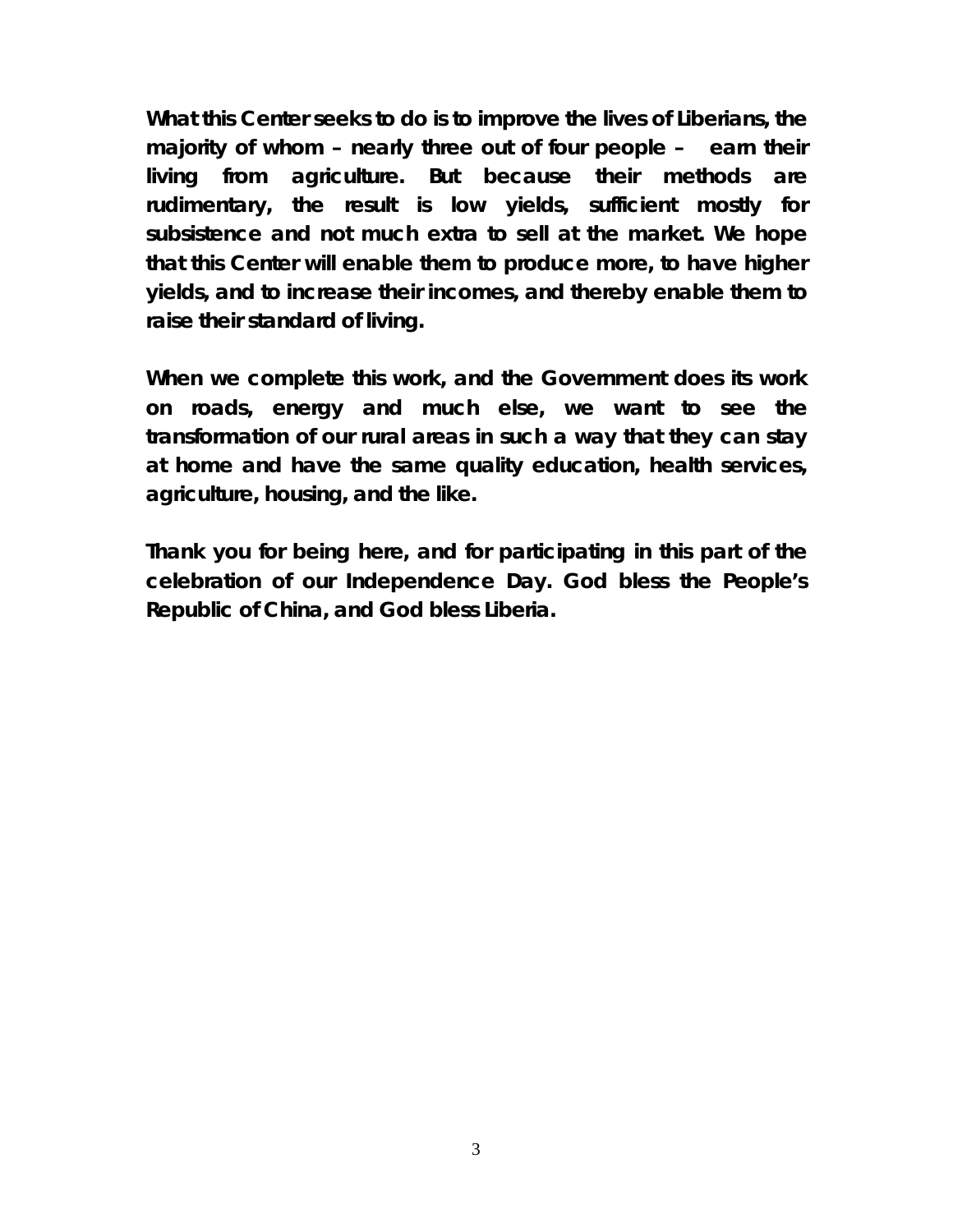**What this Center seeks to do is to improve the lives of Liberians, the majority of whom – nearly three out of four people – earn their living from agriculture. But because their methods are rudimentary, the result is low yields, sufficient mostly for subsistence and not much extra to sell at the market. We hope that this Center will enable them to produce more, to have higher yields, and to increase their incomes, and thereby enable them to raise their standard of living.**

**When we complete this work, and the Government does its work on roads, energy and much else, we want to see the transformation of our rural areas in such a way that they can stay at home and have the same quality education, health services, agriculture, housing, and the like.**

**Thank you for being here, and for participating in this part of the celebration of our Independence Day. God bless the People's Republic of China, and God bless Liberia.**